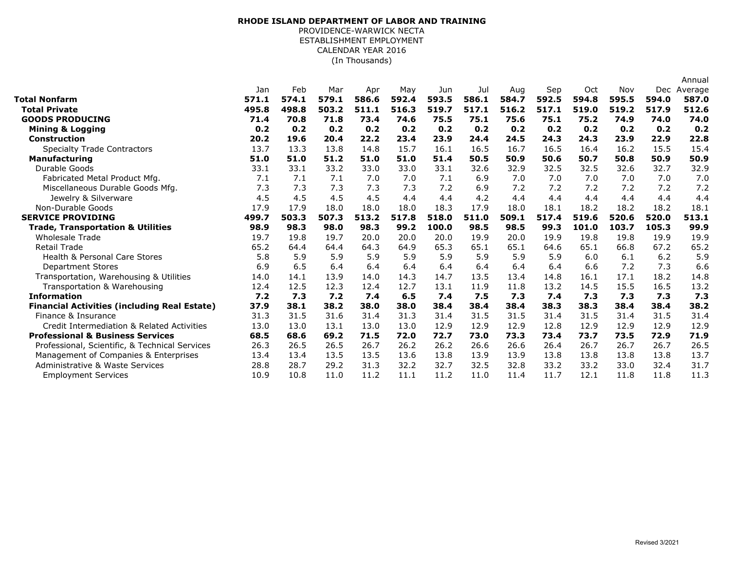**RHODE ISLAND DEPARTMENT OF LABOR AND TRAINING**

PROVIDENCE-WARWICK NECTA

ESTABLISHMENT EMPLOYMENT

CALENDAR YEAR 2016

(In Thousands)

| | Jan | Feb | Mar | Apr | May | Jun | Jul | Aug | Sep | Oct | Nov | Dec | Annual Average |
|---|---|---|---|---|---|---|---|---|---|---|---|---|---|
| **Total Nonfarm** | **571.1** | **574.1** | **579.1** | **586.6** | **592.4** | **593.5** | **586.1** | **584.7** | **592.5** | **594.8** | **595.5** | **594.0** | **587.0** |
| **Total Private** | **495.8** | **498.8** | **503.2** | **511.1** | **516.3** | **519.7** | **517.1** | **516.2** | **517.1** | **519.0** | **519.2** | **517.9** | **512.6** |
| **GOODS PRODUCING** | **71.4** | **70.8** | **71.8** | **73.4** | **74.6** | **75.5** | **75.1** | **75.6** | **75.1** | **75.2** | **74.9** | **74.0** | **74.0** |
| **Mining & Logging** | **0.2** | **0.2** | **0.2** | **0.2** | **0.2** | **0.2** | **0.2** | **0.2** | **0.2** | **0.2** | **0.2** | **0.2** | **0.2** |
| **Construction** | **20.2** | **19.6** | **20.4** | **22.2** | **23.4** | **23.9** | **24.4** | **24.5** | **24.3** | **24.3** | **23.9** | **22.9** | **22.8** |
| Specialty Trade Contractors | 13.7 | 13.3 | 13.8 | 14.8 | 15.7 | 16.1 | 16.5 | 16.7 | 16.5 | 16.4 | 16.2 | 15.5 | 15.4 |
| **Manufacturing** | **51.0** | **51.0** | **51.2** | **51.0** | **51.0** | **51.4** | **50.5** | **50.9** | **50.6** | **50.7** | **50.8** | **50.9** | **50.9** |
| Durable Goods | 33.1 | 33.1 | 33.2 | 33.0 | 33.0 | 33.1 | 32.6 | 32.9 | 32.5 | 32.5 | 32.6 | 32.7 | 32.9 |
| Fabricated Metal Product Mfg. | 7.1 | 7.1 | 7.1 | 7.0 | 7.0 | 7.1 | 6.9 | 7.0 | 7.0 | 7.0 | 7.0 | 7.0 | 7.0 |
| Miscellaneous Durable Goods Mfg. | 7.3 | 7.3 | 7.3 | 7.3 | 7.3 | 7.2 | 6.9 | 7.2 | 7.2 | 7.2 | 7.2 | 7.2 | 7.2 |
| Jewelry & Silverware | 4.5 | 4.5 | 4.5 | 4.5 | 4.4 | 4.4 | 4.2 | 4.4 | 4.4 | 4.4 | 4.4 | 4.4 | 4.4 |
| Non-Durable Goods | 17.9 | 17.9 | 18.0 | 18.0 | 18.0 | 18.3 | 17.9 | 18.0 | 18.1 | 18.2 | 18.2 | 18.2 | 18.1 |
| **SERVICE PROVIDING** | **499.7** | **503.3** | **507.3** | **513.2** | **517.8** | **518.0** | **511.0** | **509.1** | **517.4** | **519.6** | **520.6** | **520.0** | **513.1** |
| **Trade, Transportation & Utilities** | **98.9** | **98.3** | **98.0** | **98.3** | **99.2** | **100.0** | **98.5** | **98.5** | **99.3** | **101.0** | **103.7** | **105.3** | **99.9** |
| Wholesale Trade | 19.7 | 19.8 | 19.7 | 20.0 | 20.0 | 20.0 | 19.9 | 20.0 | 19.9 | 19.8 | 19.8 | 19.9 | 19.9 |
| Retail Trade | 65.2 | 64.4 | 64.4 | 64.3 | 64.9 | 65.3 | 65.1 | 65.1 | 64.6 | 65.1 | 66.8 | 67.2 | 65.2 |
| Health & Personal Care Stores | 5.8 | 5.9 | 5.9 | 5.9 | 5.9 | 5.9 | 5.9 | 5.9 | 5.9 | 6.0 | 6.1 | 6.2 | 5.9 |
| Department Stores | 6.9 | 6.5 | 6.4 | 6.4 | 6.4 | 6.4 | 6.4 | 6.4 | 6.4 | 6.6 | 7.2 | 7.3 | 6.6 |
| Transportation, Warehousing & Utilities | 14.0 | 14.1 | 13.9 | 14.0 | 14.3 | 14.7 | 13.5 | 13.4 | 14.8 | 16.1 | 17.1 | 18.2 | 14.8 |
| Transportation & Warehousing | 12.4 | 12.5 | 12.3 | 12.4 | 12.7 | 13.1 | 11.9 | 11.8 | 13.2 | 14.5 | 15.5 | 16.5 | 13.2 |
| **Information** | **7.2** | **7.3** | **7.2** | **7.4** | **6.5** | **7.4** | **7.5** | **7.3** | **7.4** | **7.3** | **7.3** | **7.3** | **7.3** |
| **Financial Activities (including Real Estate)** | **37.9** | **38.1** | **38.2** | **38.0** | **38.0** | **38.4** | **38.4** | **38.4** | **38.3** | **38.3** | **38.4** | **38.4** | **38.2** |
| Finance & Insurance | 31.3 | 31.5 | 31.6 | 31.4 | 31.3 | 31.4 | 31.5 | 31.5 | 31.4 | 31.5 | 31.4 | 31.5 | 31.4 |
| Credit Intermediation & Related Activities | 13.0 | 13.0 | 13.1 | 13.0 | 13.0 | 12.9 | 12.9 | 12.9 | 12.8 | 12.9 | 12.9 | 12.9 | 12.9 |
| **Professional & Business Services** | **68.5** | **68.6** | **69.2** | **71.5** | **72.0** | **72.7** | **73.0** | **73.3** | **73.4** | **73.7** | **73.5** | **72.9** | **71.9** |
| Professional, Scientific, & Technical Services | 26.3 | 26.5 | 26.5 | 26.7 | 26.2 | 26.2 | 26.6 | 26.6 | 26.4 | 26.7 | 26.7 | 26.7 | 26.5 |
| Management of Companies & Enterprises | 13.4 | 13.4 | 13.5 | 13.5 | 13.6 | 13.8 | 13.9 | 13.9 | 13.8 | 13.8 | 13.8 | 13.8 | 13.7 |
| Administrative & Waste Services | 28.8 | 28.7 | 29.2 | 31.3 | 32.2 | 32.7 | 32.5 | 32.8 | 33.2 | 33.2 | 33.0 | 32.4 | 31.7 |
| Employment Services | 10.9 | 10.8 | 11.0 | 11.2 | 11.1 | 11.2 | 11.0 | 11.4 | 11.7 | 12.1 | 11.8 | 11.8 | 11.3 |

Revised 3/2021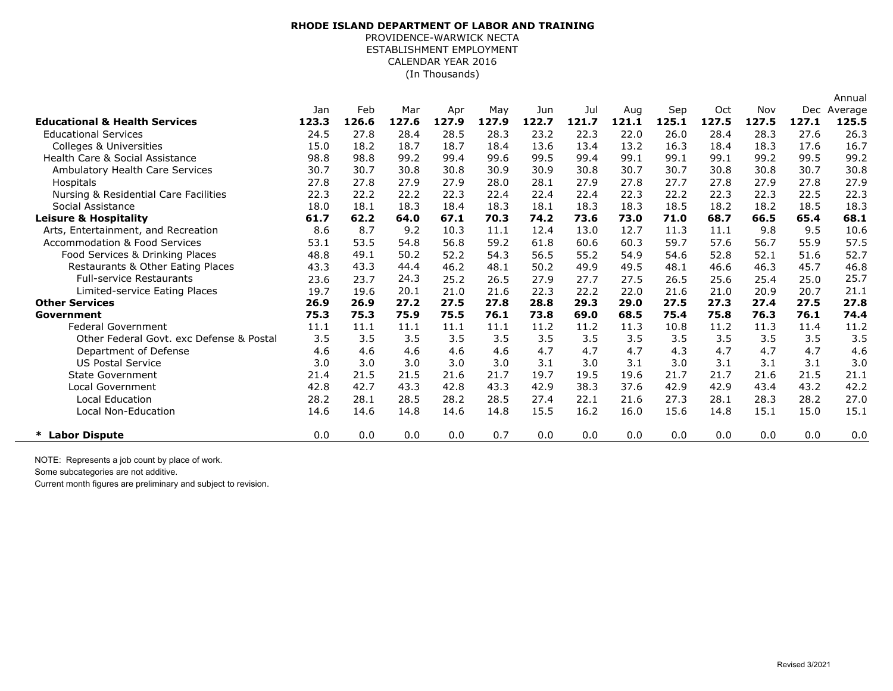**RHODE ISLAND DEPARTMENT OF LABOR AND TRAINING**

PROVIDENCE-WARWICK NECTA

ESTABLISHMENT EMPLOYMENT

CALENDAR YEAR 2016

(In Thousands)

| | Jan | Feb | Mar | Apr | May | Jun | Jul | Aug | Sep | Oct | Nov | Dec | Annual Average |
|---|---|---|---|---|---|---|---|---|---|---|---|---|---|
| **Educational & Health Services** | **123.3** | **126.6** | **127.6** | **127.9** | **127.9** | **122.7** | **121.7** | **121.1** | **125.1** | **127.5** | **127.5** | **127.1** | **125.5** |
| Educational Services | 24.5 | 27.8 | 28.4 | 28.5 | 28.3 | 23.2 | 22.3 | 22.0 | 26.0 | 28.4 | 28.3 | 27.6 | 26.3 |
| Colleges & Universities | 15.0 | 18.2 | 18.7 | 18.7 | 18.4 | 13.6 | 13.4 | 13.2 | 16.3 | 18.4 | 18.3 | 17.6 | 16.7 |
| Health Care & Social Assistance | 98.8 | 98.8 | 99.2 | 99.4 | 99.6 | 99.5 | 99.4 | 99.1 | 99.1 | 99.1 | 99.2 | 99.5 | 99.2 |
| Ambulatory Health Care Services | 30.7 | 30.7 | 30.8 | 30.8 | 30.9 | 30.9 | 30.8 | 30.7 | 30.7 | 30.8 | 30.8 | 30.7 | 30.8 |
| Hospitals | 27.8 | 27.8 | 27.9 | 27.9 | 28.0 | 28.1 | 27.9 | 27.8 | 27.7 | 27.8 | 27.9 | 27.8 | 27.9 |
| Nursing & Residential Care Facilities | 22.3 | 22.2 | 22.2 | 22.3 | 22.4 | 22.4 | 22.4 | 22.3 | 22.2 | 22.3 | 22.3 | 22.5 | 22.3 |
| Social Assistance | 18.0 | 18.1 | 18.3 | 18.4 | 18.3 | 18.1 | 18.3 | 18.3 | 18.5 | 18.2 | 18.2 | 18.5 | 18.3 |
| **Leisure & Hospitality** | **61.7** | **62.2** | **64.0** | **67.1** | **70.3** | **74.2** | **73.6** | **73.0** | **71.0** | **68.7** | **66.5** | **65.4** | **68.1** |
| Arts, Entertainment, and Recreation | 8.6 | 8.7 | 9.2 | 10.3 | 11.1 | 12.4 | 13.0 | 12.7 | 11.3 | 11.1 | 9.8 | 9.5 | 10.6 |
| Accommodation & Food Services | 53.1 | 53.5 | 54.8 | 56.8 | 59.2 | 61.8 | 60.6 | 60.3 | 59.7 | 57.6 | 56.7 | 55.9 | 57.5 |
| Food Services & Drinking Places | 48.8 | 49.1 | 50.2 | 52.2 | 54.3 | 56.5 | 55.2 | 54.9 | 54.6 | 52.8 | 52.1 | 51.6 | 52.7 |
| Restaurants & Other Eating Places | 43.3 | 43.3 | 44.4 | 46.2 | 48.1 | 50.2 | 49.9 | 49.5 | 48.1 | 46.6 | 46.3 | 45.7 | 46.8 |
| Full-service Restaurants | 23.6 | 23.7 | 24.3 | 25.2 | 26.5 | 27.9 | 27.7 | 27.5 | 26.5 | 25.6 | 25.4 | 25.0 | 25.7 |
| Limited-service Eating Places | 19.7 | 19.6 | 20.1 | 21.0 | 21.6 | 22.3 | 22.2 | 22.0 | 21.6 | 21.0 | 20.9 | 20.7 | 21.1 |
| **Other Services** | **26.9** | **26.9** | **27.2** | **27.5** | **27.8** | **28.8** | **29.3** | **29.0** | **27.5** | **27.3** | **27.4** | **27.5** | **27.8** |
| **Government** | **75.3** | **75.3** | **75.9** | **75.5** | **76.1** | **73.8** | **69.0** | **68.5** | **75.4** | **75.8** | **76.3** | **76.1** | **74.4** |
| Federal Government | 11.1 | 11.1 | 11.1 | 11.1 | 11.1 | 11.2 | 11.2 | 11.3 | 10.8 | 11.2 | 11.3 | 11.4 | 11.2 |
| Other Federal Govt. exc Defense & Postal | 3.5 | 3.5 | 3.5 | 3.5 | 3.5 | 3.5 | 3.5 | 3.5 | 3.5 | 3.5 | 3.5 | 3.5 | 3.5 |
| Department of Defense | 4.6 | 4.6 | 4.6 | 4.6 | 4.6 | 4.7 | 4.7 | 4.7 | 4.3 | 4.7 | 4.7 | 4.7 | 4.6 |
| US Postal Service | 3.0 | 3.0 | 3.0 | 3.0 | 3.0 | 3.1 | 3.0 | 3.1 | 3.0 | 3.1 | 3.1 | 3.1 | 3.0 |
| State Government | 21.4 | 21.5 | 21.5 | 21.6 | 21.7 | 19.7 | 19.5 | 19.6 | 21.7 | 21.7 | 21.6 | 21.5 | 21.1 |
| Local Government | 42.8 | 42.7 | 43.3 | 42.8 | 43.3 | 42.9 | 38.3 | 37.6 | 42.9 | 42.9 | 43.4 | 43.2 | 42.2 |
| Local Education | 28.2 | 28.1 | 28.5 | 28.2 | 28.5 | 27.4 | 22.1 | 21.6 | 27.3 | 28.1 | 28.3 | 28.2 | 27.0 |
| Local Non-Education | 14.6 | 14.6 | 14.8 | 14.6 | 14.8 | 15.5 | 16.2 | 16.0 | 15.6 | 14.8 | 15.1 | 15.0 | 15.1 |
| **\* Labor Dispute** | 0.0 | 0.0 | 0.0 | 0.0 | 0.7 | 0.0 | 0.0 | 0.0 | 0.0 | 0.0 | 0.0 | 0.0 | 0.0 |

NOTE: Represents a job count by place of work.

Some subcategories are not additive.

Current month figures are preliminary and subject to revision.

Revised 3/2021